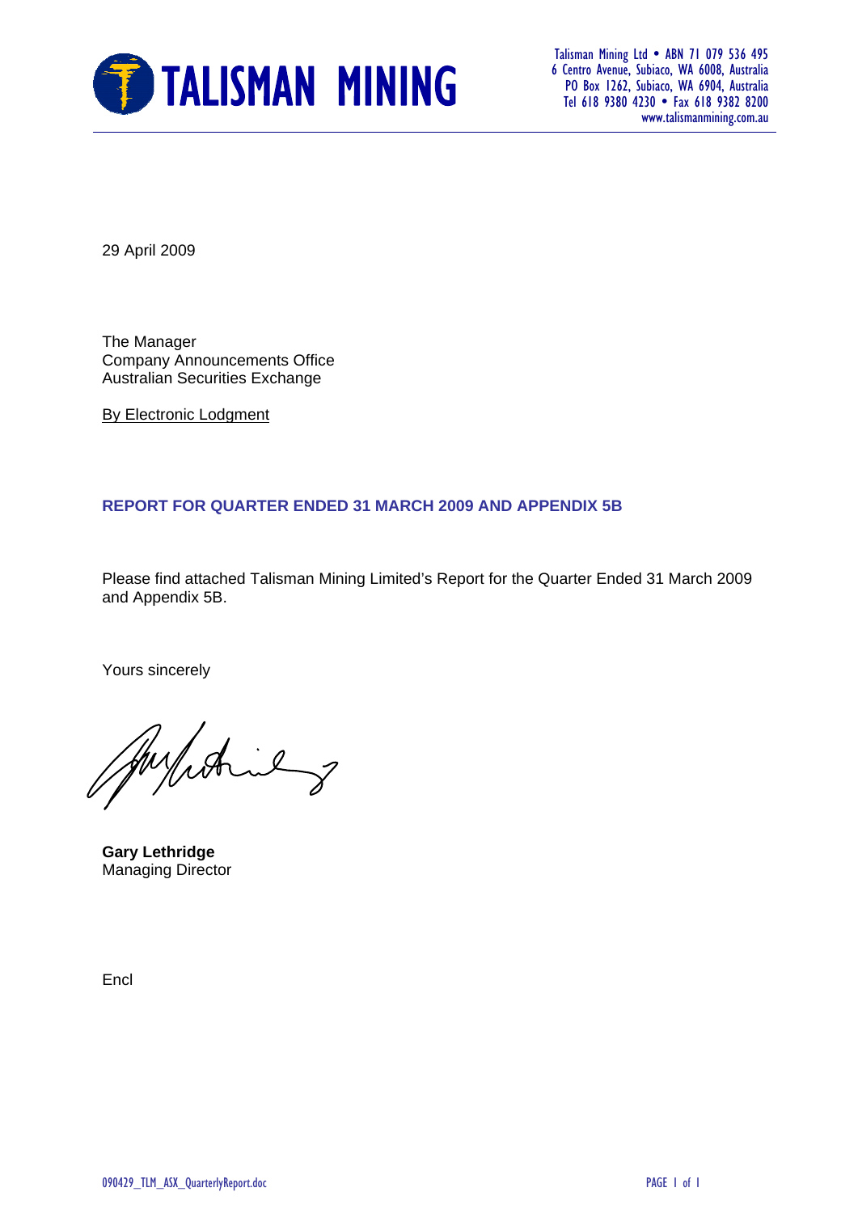**TALISMAN MINING**

Talisman Mining Ltd • ABN 71 079 536 495
6 Centro Avenue, Subiaco, WA 6008, Australia
PO Box 1262, Subiaco, WA 6904, Australia
Tel 618 9380 4230 • Fax 618 9382 8200
www.talismanmining.com.au

29 April 2009

The Manager
Company Announcements Office
Australian Securities Exchange

By Electronic Lodgment

**REPORT FOR QUARTER ENDED 31 MARCH 2009 AND APPENDIX 5B**

Please find attached Talisman Mining Limited's Report for the Quarter Ended 31 March 2009 and Appendix 5B.

Yours sincerely

**Gary Lethridge**
Managing Director

Encl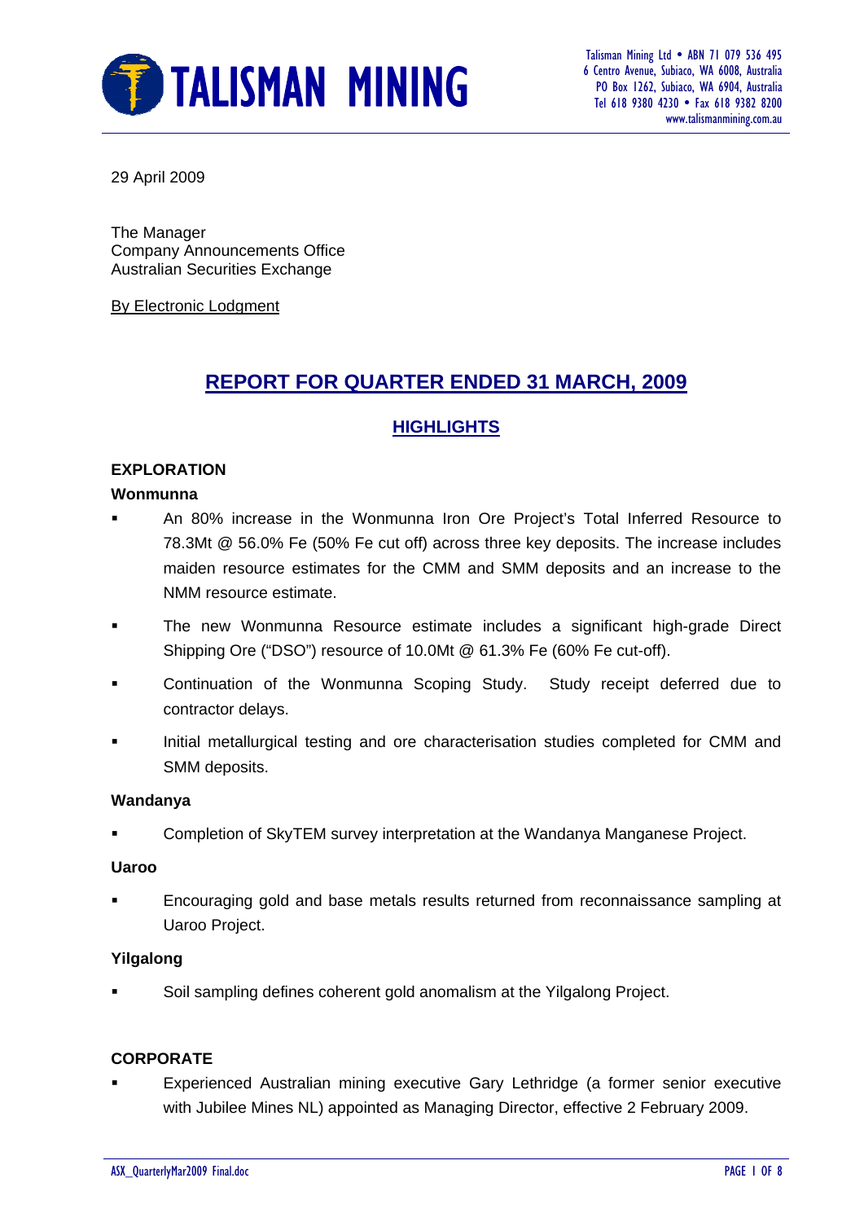29 April 2009

The Manager
Company Announcements Office
Australian Securities Exchange

By Electronic Lodgment

# REPORT FOR QUARTER ENDED 31 MARCH, 2009

## HIGHLIGHTS

### EXPLORATION

**Wonmunna**

- An 80% increase in the Wonmunna Iron Ore Project's Total Inferred Resource to 78.3Mt @ 56.0% Fe (50% Fe cut off) across three key deposits. The increase includes maiden resource estimates for the CMM and SMM deposits and an increase to the NMM resource estimate.
- The new Wonmunna Resource estimate includes a significant high-grade Direct Shipping Ore ("DSO") resource of 10.0Mt @ 61.3% Fe (60% Fe cut-off).
- Continuation of the Wonmunna Scoping Study. Study receipt deferred due to contractor delays.
- Initial metallurgical testing and ore characterisation studies completed for CMM and SMM deposits.

**Wandanya**

- Completion of SkyTEM survey interpretation at the Wandanya Manganese Project.

**Uaroo**

- Encouraging gold and base metals results returned from reconnaissance sampling at Uaroo Project.

**Yilgalong**

- Soil sampling defines coherent gold anomalism at the Yilgalong Project.

### CORPORATE

- Experienced Australian mining executive Gary Lethridge (a former senior executive with Jubilee Mines NL) appointed as Managing Director, effective 2 February 2009.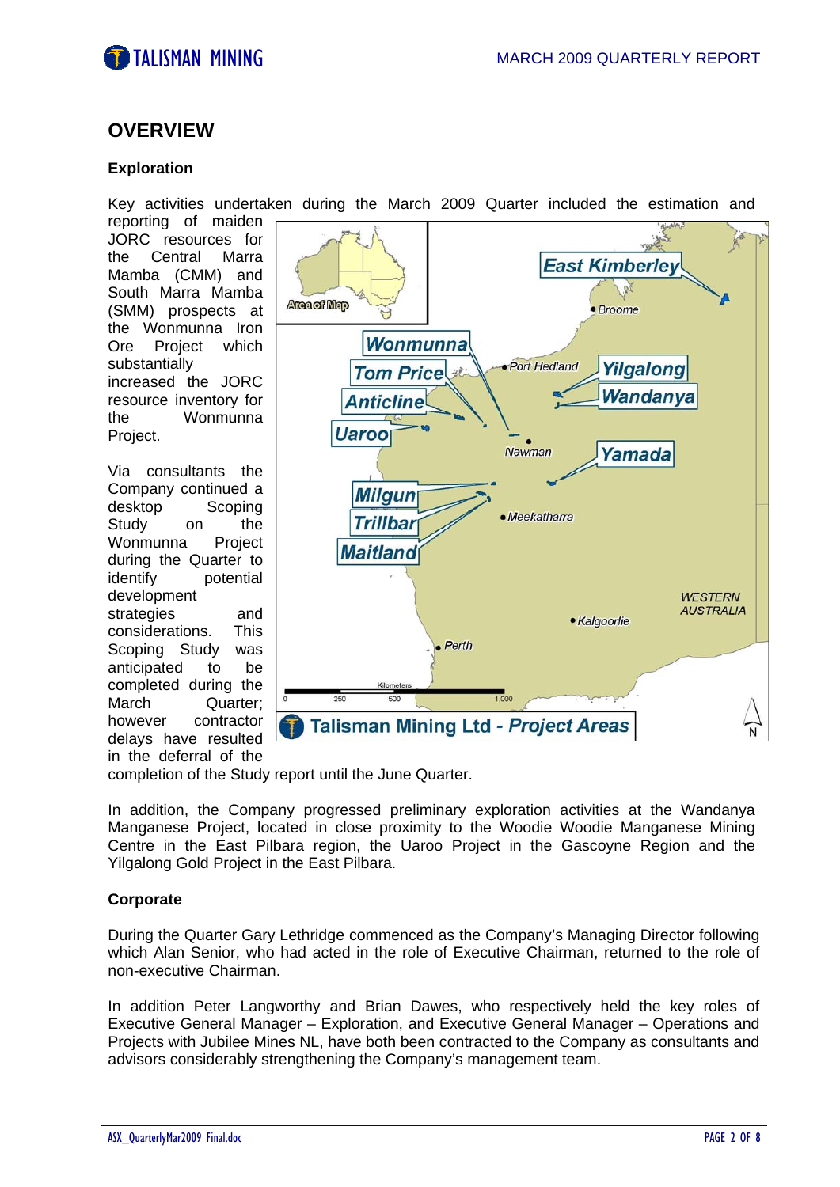## OVERVIEW

### Exploration

Key activities undertaken during the March 2009 Quarter included the estimation and reporting of maiden JORC resources for the Central Marra Mamba (CMM) and South Marra Mamba (SMM) prospects at the Wonmunna Iron Ore Project which substantially increased the JORC resource inventory for the Wonmunna Project.

Via consultants the Company continued a desktop Scoping Study on the Wonmunna Project during the Quarter to identify potential development strategies and considerations. This Scoping Study was anticipated to be completed during the March Quarter; however contractor delays have resulted in the deferral of the completion of the Study report until the June Quarter.

In addition, the Company progressed preliminary exploration activities at the Wandanya Manganese Project, located in close proximity to the Woodie Woodie Manganese Mining Centre in the East Pilbara region, the Uaroo Project in the Gascoyne Region and the Yilgalong Gold Project in the East Pilbara.

### Corporate

During the Quarter Gary Lethridge commenced as the Company's Managing Director following which Alan Senior, who had acted in the role of Executive Chairman, returned to the role of non-executive Chairman.

In addition Peter Langworthy and Brian Dawes, who respectively held the key roles of Executive General Manager – Exploration, and Executive General Manager – Operations and Projects with Jubilee Mines NL, have both been contracted to the Company as consultants and advisors considerably strengthening the Company's management team.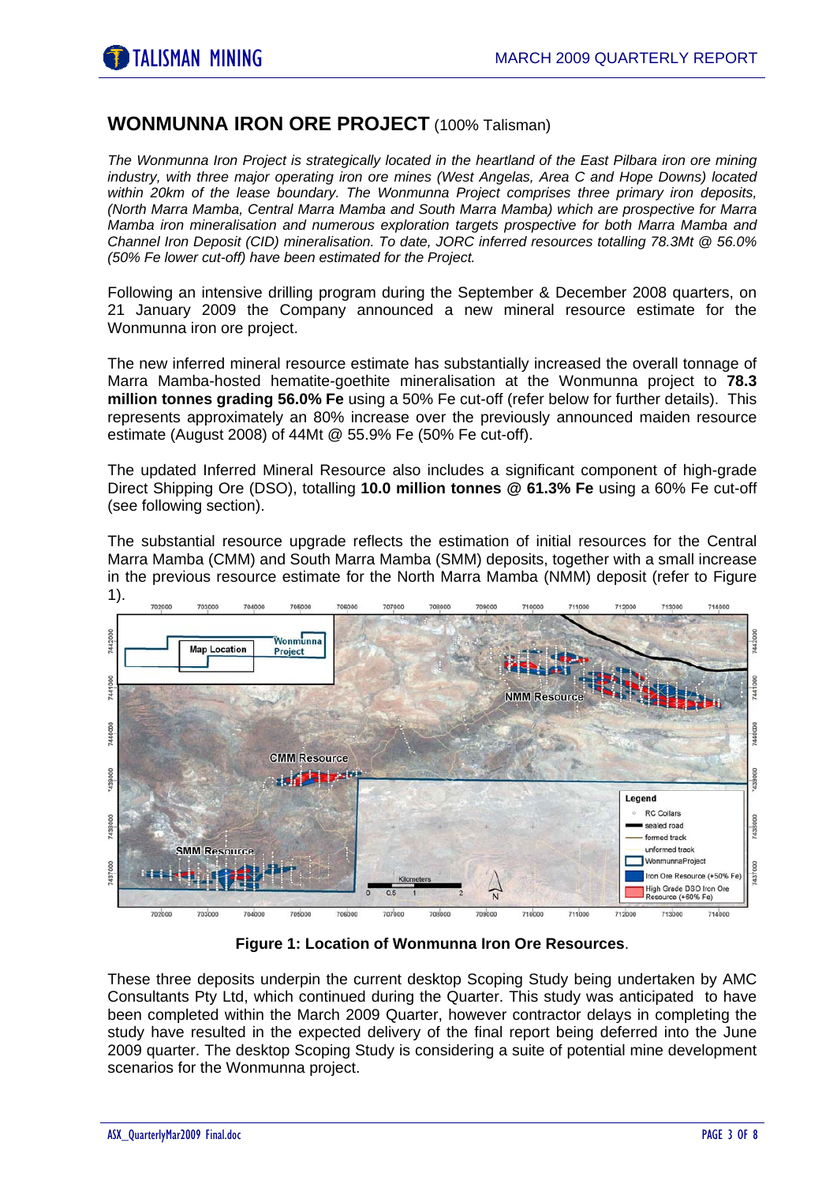## WONMUNNA IRON ORE PROJECT (100% Talisman)

*The Wonmunna Iron Project is strategically located in the heartland of the East Pilbara iron ore mining industry, with three major operating iron ore mines (West Angelas, Area C and Hope Downs) located within 20km of the lease boundary. The Wonmunna Project comprises three primary iron deposits, (North Marra Mamba, Central Marra Mamba and South Marra Mamba) which are prospective for Marra Mamba iron mineralisation and numerous exploration targets prospective for both Marra Mamba and Channel Iron Deposit (CID) mineralisation. To date, JORC inferred resources totalling 78.3Mt @ 56.0% (50% Fe lower cut-off) have been estimated for the Project.*

Following an intensive drilling program during the September & December 2008 quarters, on 21 January 2009 the Company announced a new mineral resource estimate for the Wonmunna iron ore project.

The new inferred mineral resource estimate has substantially increased the overall tonnage of Marra Mamba-hosted hematite-goethite mineralisation at the Wonmunna project to **78.3 million tonnes grading 56.0% Fe** using a 50% Fe cut-off (refer below for further details). This represents approximately an 80% increase over the previously announced maiden resource estimate (August 2008) of 44Mt @ 55.9% Fe (50% Fe cut-off).

The updated Inferred Mineral Resource also includes a significant component of high-grade Direct Shipping Ore (DSO), totalling **10.0 million tonnes @ 61.3% Fe** using a 60% Fe cut-off (see following section).

The substantial resource upgrade reflects the estimation of initial resources for the Central Marra Mamba (CMM) and South Marra Mamba (SMM) deposits, together with a small increase in the previous resource estimate for the North Marra Mamba (NMM) deposit (refer to Figure 1).

**Figure 1: Location of Wonmunna Iron Ore Resources**.

These three deposits underpin the current desktop Scoping Study being undertaken by AMC Consultants Pty Ltd, which continued during the Quarter. This study was anticipated to have been completed within the March 2009 Quarter, however contractor delays in completing the study have resulted in the expected delivery of the final report being deferred into the June 2009 quarter. The desktop Scoping Study is considering a suite of potential mine development scenarios for the Wonmunna project.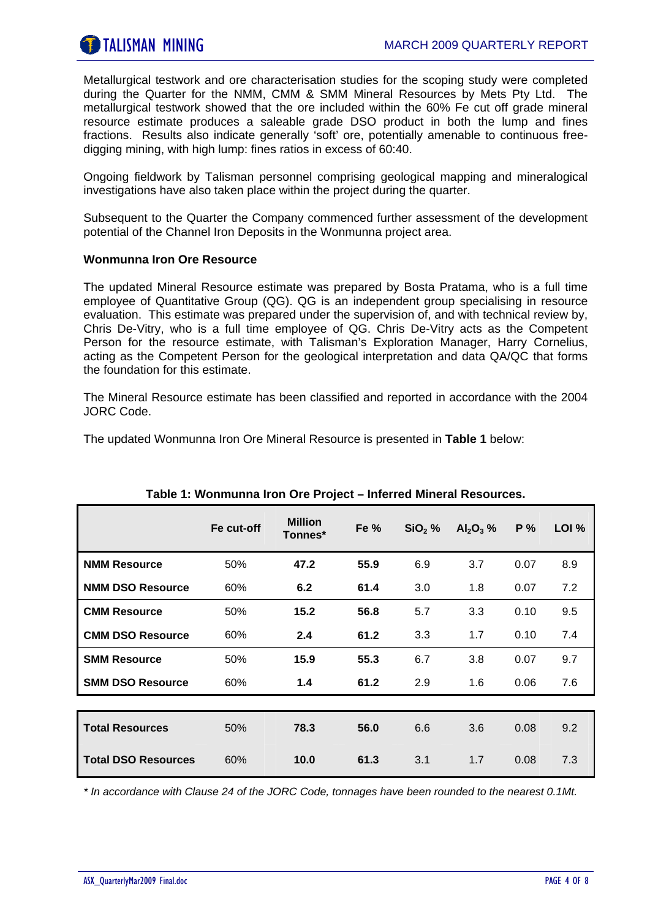Metallurgical testwork and ore characterisation studies for the scoping study were completed during the Quarter for the NMM, CMM & SMM Mineral Resources by Mets Pty Ltd. The metallurgical testwork showed that the ore included within the 60% Fe cut off grade mineral resource estimate produces a saleable grade DSO product in both the lump and fines fractions. Results also indicate generally 'soft' ore, potentially amenable to continuous free-digging mining, with high lump: fines ratios in excess of 60:40.

Ongoing fieldwork by Talisman personnel comprising geological mapping and mineralogical investigations have also taken place within the project during the quarter.

Subsequent to the Quarter the Company commenced further assessment of the development potential of the Channel Iron Deposits in the Wonmunna project area.

**Wonmunna Iron Ore Resource**

The updated Mineral Resource estimate was prepared by Bosta Pratama, who is a full time employee of Quantitative Group (QG). QG is an independent group specialising in resource evaluation. This estimate was prepared under the supervision of, and with technical review by, Chris De-Vitry, who is a full time employee of QG. Chris De-Vitry acts as the Competent Person for the resource estimate, with Talisman's Exploration Manager, Harry Cornelius, acting as the Competent Person for the geological interpretation and data QA/QC that forms the foundation for this estimate.

The Mineral Resource estimate has been classified and reported in accordance with the 2004 JORC Code.

The updated Wonmunna Iron Ore Mineral Resource is presented in **Table 1** below:

**Table 1: Wonmunna Iron Ore Project – Inferred Mineral Resources.**

| | Fe cut-off | Million Tonnes* | Fe % | $SiO_2$ % | $Al_2O_3$ % | P % | LOI % |
|---|---|---|---|---|---|---|---|
| **NMM Resource** | 50% | **47.2** | **55.9** | 6.9 | 3.7 | 0.07 | 8.9 |
| **NMM DSO Resource** | 60% | **6.2** | **61.4** | 3.0 | 1.8 | 0.07 | 7.2 |
| **CMM Resource** | 50% | **15.2** | **56.8** | 5.7 | 3.3 | 0.10 | 9.5 |
| **CMM DSO Resource** | 60% | **2.4** | **61.2** | 3.3 | 1.7 | 0.10 | 7.4 |
| **SMM Resource** | 50% | **15.9** | **55.3** | 6.7 | 3.8 | 0.07 | 9.7 |
| **SMM DSO Resource** | 60% | **1.4** | **61.2** | 2.9 | 1.6 | 0.06 | 7.6 |
| **Total Resources** | 50% | **78.3** | **56.0** | 6.6 | 3.6 | 0.08 | 9.2 |
| **Total DSO Resources** | 60% | **10.0** | **61.3** | 3.1 | 1.7 | 0.08 | 7.3 |

*\* In accordance with Clause 24 of the JORC Code, tonnages have been rounded to the nearest 0.1Mt.*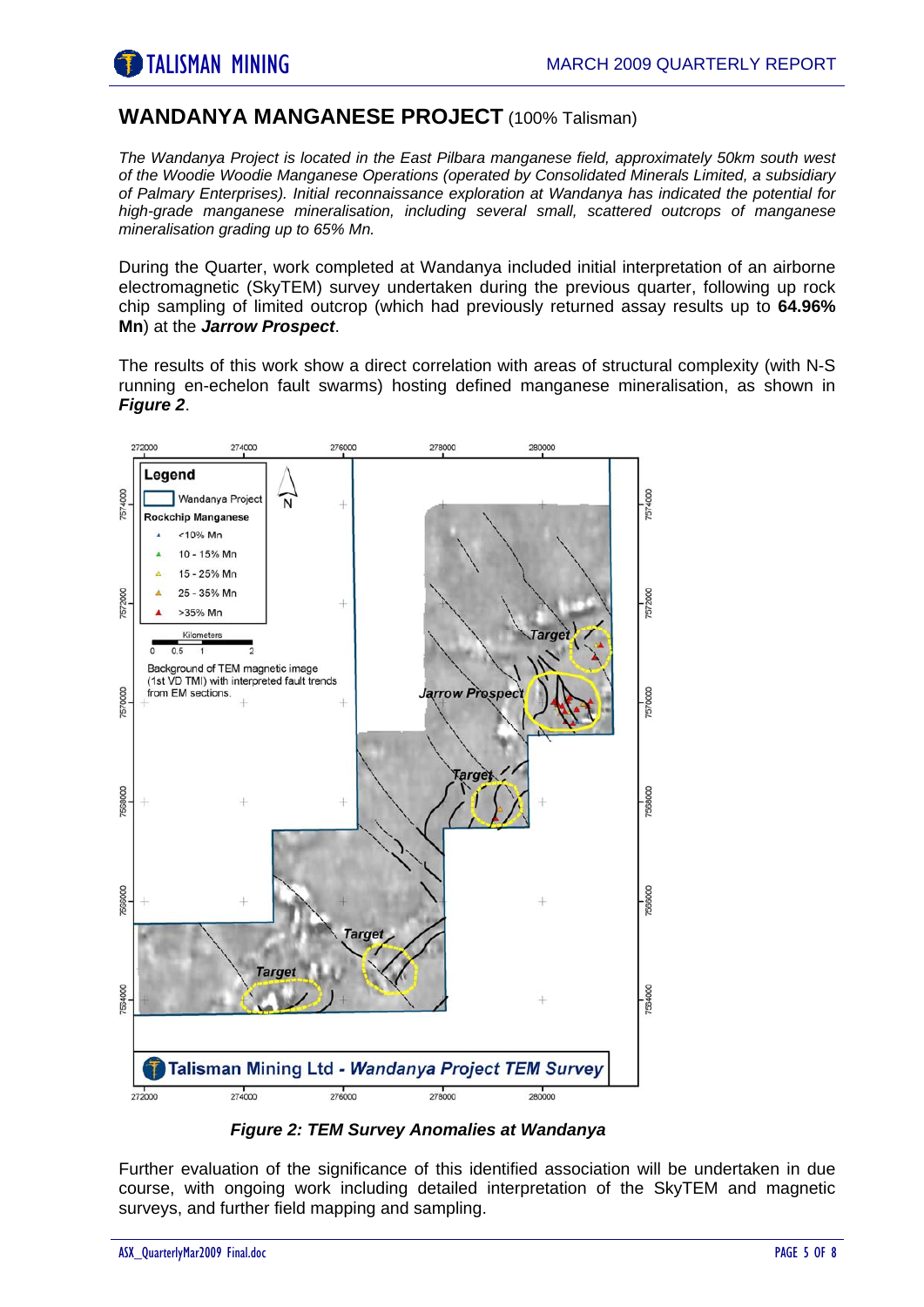## WANDANYA MANGANESE PROJECT (100% Talisman)

*The Wandanya Project is located in the East Pilbara manganese field, approximately 50km south west of the Woodie Woodie Manganese Operations (operated by Consolidated Minerals Limited, a subsidiary of Palmary Enterprises). Initial reconnaissance exploration at Wandanya has indicated the potential for high-grade manganese mineralisation, including several small, scattered outcrops of manganese mineralisation grading up to 65% Mn.*

During the Quarter, work completed at Wandanya included initial interpretation of an airborne electromagnetic (SkyTEM) survey undertaken during the previous quarter, following up rock chip sampling of limited outcrop (which had previously returned assay results up to **64.96% Mn**) at the ***Jarrow Prospect***.

The results of this work show a direct correlation with areas of structural complexity (with N-S running en-echelon fault swarms) hosting defined manganese mineralisation, as shown in ***Figure 2***.

***Figure 2: TEM Survey Anomalies at Wandanya***

Further evaluation of the significance of this identified association will be undertaken in due course, with ongoing work including detailed interpretation of the SkyTEM and magnetic surveys, and further field mapping and sampling.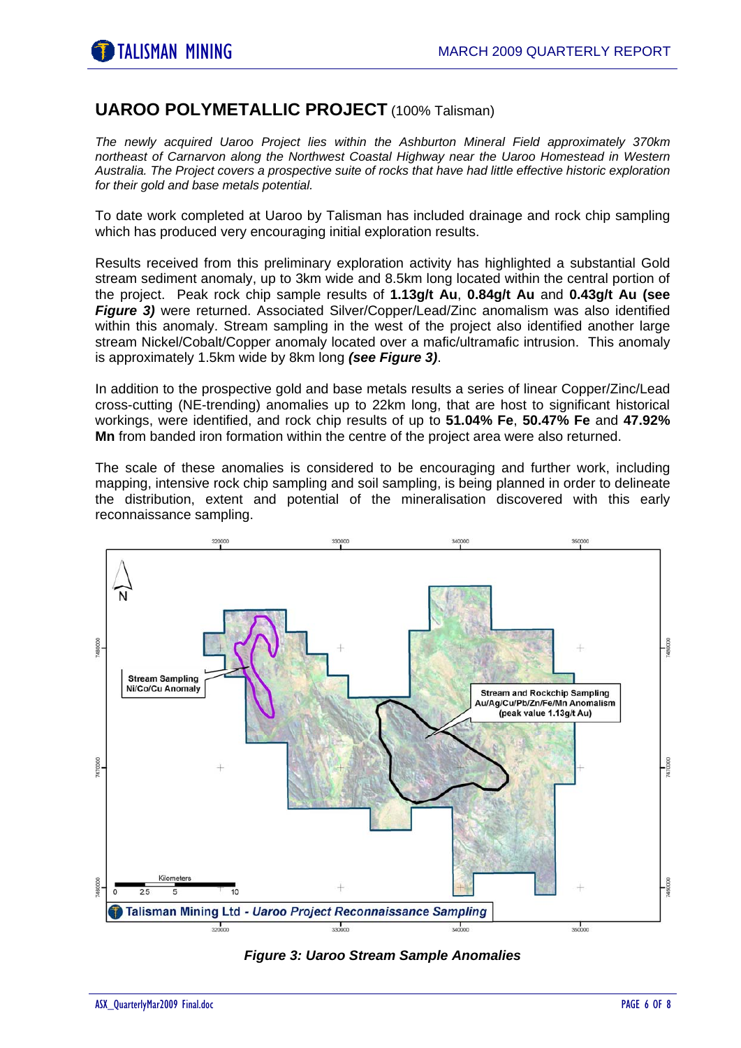## UAROO POLYMETALLIC PROJECT (100% Talisman)

*The newly acquired Uaroo Project lies within the Ashburton Mineral Field approximately 370km northeast of Carnarvon along the Northwest Coastal Highway near the Uaroo Homestead in Western Australia. The Project covers a prospective suite of rocks that have had little effective historic exploration for their gold and base metals potential.*

To date work completed at Uaroo by Talisman has included drainage and rock chip sampling which has produced very encouraging initial exploration results.

Results received from this preliminary exploration activity has highlighted a substantial Gold stream sediment anomaly, up to 3km wide and 8.5km long located within the central portion of the project. Peak rock chip sample results of **1.13g/t Au**, **0.84g/t Au** and **0.43g/t Au (see *Figure 3)*** were returned. Associated Silver/Copper/Lead/Zinc anomalism was also identified within this anomaly. Stream sampling in the west of the project also identified another large stream Nickel/Cobalt/Copper anomaly located over a mafic/ultramafic intrusion. This anomaly is approximately 1.5km wide by 8km long ***(see Figure 3)***.

In addition to the prospective gold and base metals results a series of linear Copper/Zinc/Lead cross-cutting (NE-trending) anomalies up to 22km long, that are host to significant historical workings, were identified, and rock chip results of up to **51.04% Fe**, **50.47% Fe** and **47.92% Mn** from banded iron formation within the centre of the project area were also returned.

The scale of these anomalies is considered to be encouraging and further work, including mapping, intensive rock chip sampling and soil sampling, is being planned in order to delineate the distribution, extent and potential of the mineralisation discovered with this early reconnaissance sampling.

Stream Sampling Ni/Co/Cu Anomaly

Stream and Rockchip Sampling Au/Ag/Cu/Pb/Zn/Fe/Mn Anomalism (peak value 1.13g/t Au)

Talisman Mining Ltd - *Uaroo Project Reconnaissance Sampling*

***Figure 3: Uaroo Stream Sample Anomalies***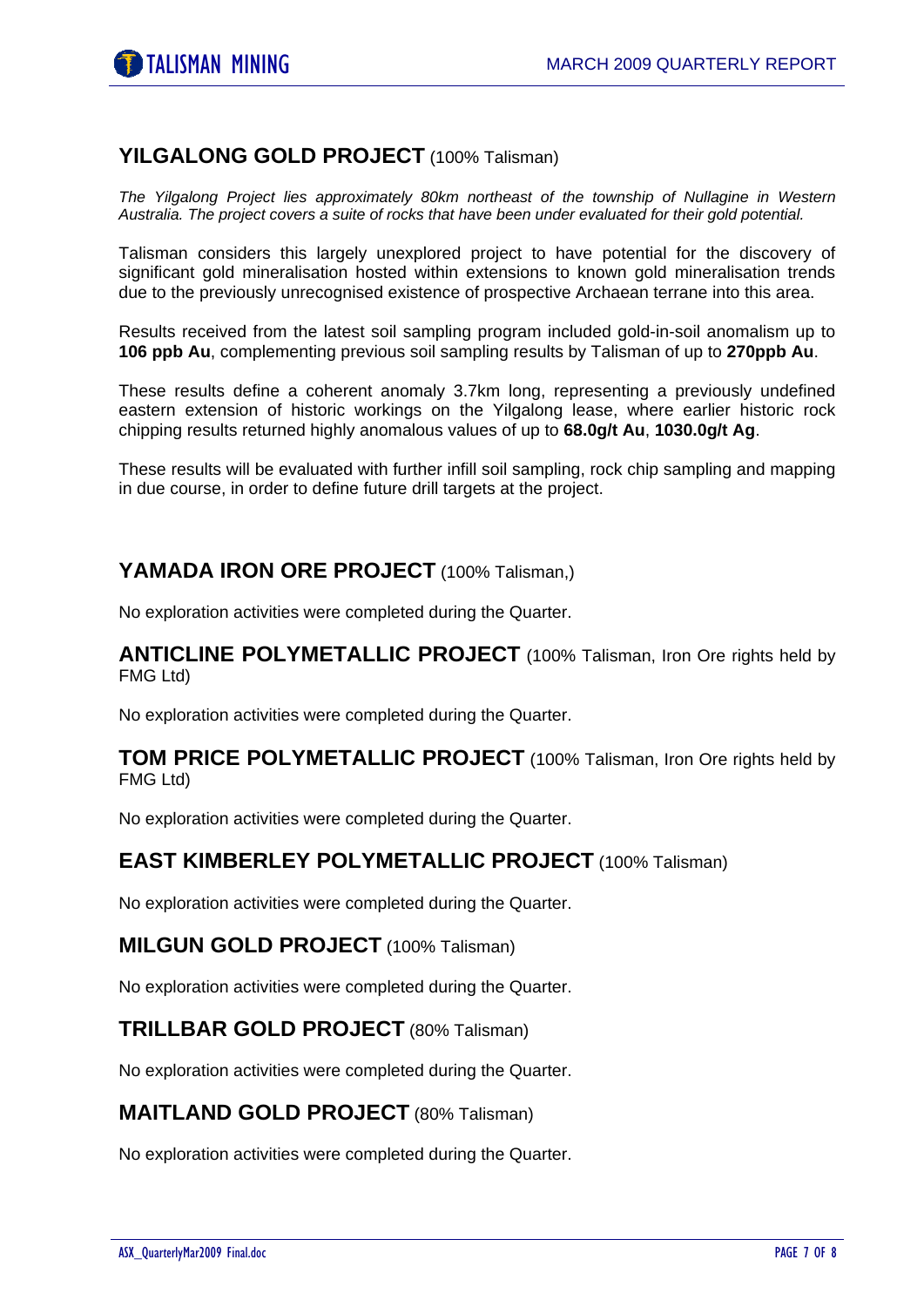## **YILGALONG GOLD PROJECT** (100% Talisman)

*The Yilgalong Project lies approximately 80km northeast of the township of Nullagine in Western Australia. The project covers a suite of rocks that have been under evaluated for their gold potential.*

Talisman considers this largely unexplored project to have potential for the discovery of significant gold mineralisation hosted within extensions to known gold mineralisation trends due to the previously unrecognised existence of prospective Archaean terrane into this area.

Results received from the latest soil sampling program included gold-in-soil anomalism up to **106 ppb Au**, complementing previous soil sampling results by Talisman of up to **270ppb Au**.

These results define a coherent anomaly 3.7km long, representing a previously undefined eastern extension of historic workings on the Yilgalong lease, where earlier historic rock chipping results returned highly anomalous values of up to **68.0g/t Au**, **1030.0g/t Ag**.

These results will be evaluated with further infill soil sampling, rock chip sampling and mapping in due course, in order to define future drill targets at the project.

## **YAMADA IRON ORE PROJECT** (100% Talisman,)

No exploration activities were completed during the Quarter.

## **ANTICLINE POLYMETALLIC PROJECT** (100% Talisman, Iron Ore rights held by FMG Ltd)

No exploration activities were completed during the Quarter.

## **TOM PRICE POLYMETALLIC PROJECT** (100% Talisman, Iron Ore rights held by FMG Ltd)

No exploration activities were completed during the Quarter.

## **EAST KIMBERLEY POLYMETALLIC PROJECT** (100% Talisman)

No exploration activities were completed during the Quarter.

## **MILGUN GOLD PROJECT** (100% Talisman)

No exploration activities were completed during the Quarter.

## **TRILLBAR GOLD PROJECT** (80% Talisman)

No exploration activities were completed during the Quarter.

## **MAITLAND GOLD PROJECT** (80% Talisman)

No exploration activities were completed during the Quarter.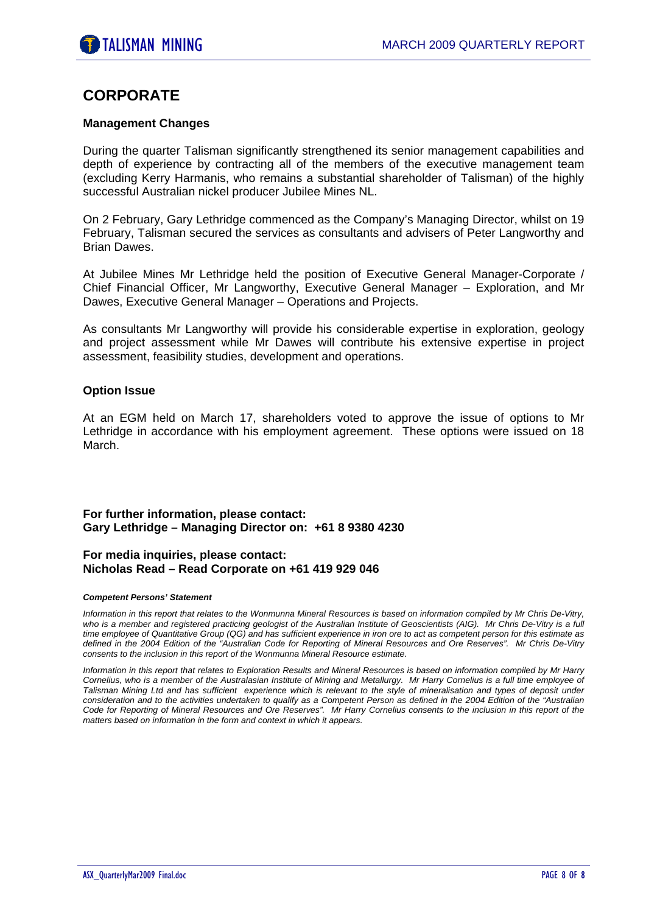# CORPORATE

### Management Changes

During the quarter Talisman significantly strengthened its senior management capabilities and depth of experience by contracting all of the members of the executive management team (excluding Kerry Harmanis, who remains a substantial shareholder of Talisman) of the highly successful Australian nickel producer Jubilee Mines NL.

On 2 February, Gary Lethridge commenced as the Company's Managing Director, whilst on 19 February, Talisman secured the services as consultants and advisers of Peter Langworthy and Brian Dawes.

At Jubilee Mines Mr Lethridge held the position of Executive General Manager-Corporate / Chief Financial Officer, Mr Langworthy, Executive General Manager – Exploration, and Mr Dawes, Executive General Manager – Operations and Projects.

As consultants Mr Langworthy will provide his considerable expertise in exploration, geology and project assessment while Mr Dawes will contribute his extensive expertise in project assessment, feasibility studies, development and operations.

### Option Issue

At an EGM held on March 17, shareholders voted to approve the issue of options to Mr Lethridge in accordance with his employment agreement. These options were issued on 18 March.

**For further information, please contact:**
**Gary Lethridge – Managing Director on: +61 8 9380 4230**

**For media inquiries, please contact:**
**Nicholas Read – Read Corporate on +61 419 929 046**

***Competent Persons' Statement***

*Information in this report that relates to the Wonmunna Mineral Resources is based on information compiled by Mr Chris De-Vitry, who is a member and registered practicing geologist of the Australian Institute of Geoscientists (AIG). Mr Chris De-Vitry is a full time employee of Quantitative Group (QG) and has sufficient experience in iron ore to act as competent person for this estimate as defined in the 2004 Edition of the "Australian Code for Reporting of Mineral Resources and Ore Reserves". Mr Chris De-Vitry consents to the inclusion in this report of the Wonmunna Mineral Resource estimate.*

*Information in this report that relates to Exploration Results and Mineral Resources is based on information compiled by Mr Harry Cornelius, who is a member of the Australasian Institute of Mining and Metallurgy. Mr Harry Cornelius is a full time employee of Talisman Mining Ltd and has sufficient experience which is relevant to the style of mineralisation and types of deposit under consideration and to the activities undertaken to qualify as a Competent Person as defined in the 2004 Edition of the "Australian Code for Reporting of Mineral Resources and Ore Reserves". Mr Harry Cornelius consents to the inclusion in this report of the matters based on information in the form and context in which it appears.*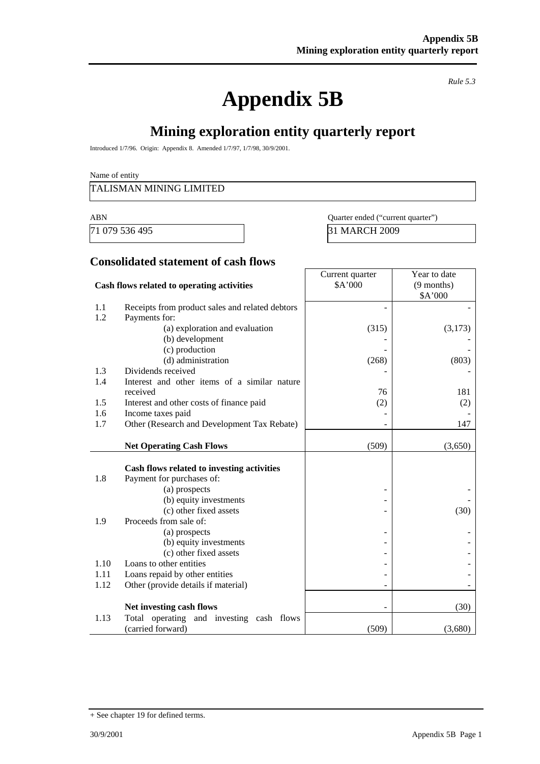*Rule 5.3*

# Appendix 5B

## Mining exploration entity quarterly report

Introduced 1/7/96. Origin: Appendix 8. Amended 1/7/97, 1/7/98, 30/9/2001.

Name of entity

TALISMAN MINING LIMITED

| ABN | Quarter ended ("current quarter") |
|---|---|
| 71 079 536 495 | 31 MARCH 2009 |

### Consolidated statement of cash flows

| | Cash flows related to operating activities | Current quarter $A'000 | Year to date (9 months) $A'000 |
|---|---|---|---|
| 1.1 | Receipts from product sales and related debtors | - | - |
| 1.2 | Payments for: | | |
| | (a) exploration and evaluation | (315) | (3,173) |
| | (b) development | - | - |
| | (c) production | - | - |
| | (d) administration | (268) | (803) |
| 1.3 | Dividends received | - | - |
| 1.4 | Interest and other items of a similar nature received | 76 | 181 |
| 1.5 | Interest and other costs of finance paid | (2) | (2) |
| 1.6 | Income taxes paid | - | - |
| 1.7 | Other (Research and Development Tax Rebate) | - | 147 |
| | **Net Operating Cash Flows** | (509) | (3,650) |
| | **Cash flows related to investing activities** | | |
| 1.8 | Payment for purchases of: | | |
| | (a) prospects | - | - |
| | (b) equity investments | - | - |
| | (c) other fixed assets | - | (30) |
| 1.9 | Proceeds from sale of: | | |
| | (a) prospects | - | - |
| | (b) equity investments | - | - |
| | (c) other fixed assets | - | - |
| 1.10 | Loans to other entities | - | - |
| 1.11 | Loans repaid by other entities | - | - |
| 1.12 | Other (provide details if material) | - | - |
| | **Net investing cash flows** | - | (30) |
| 1.13 | Total operating and investing cash flows (carried forward) | (509) | (3,680) |

+ See chapter 19 for defined terms.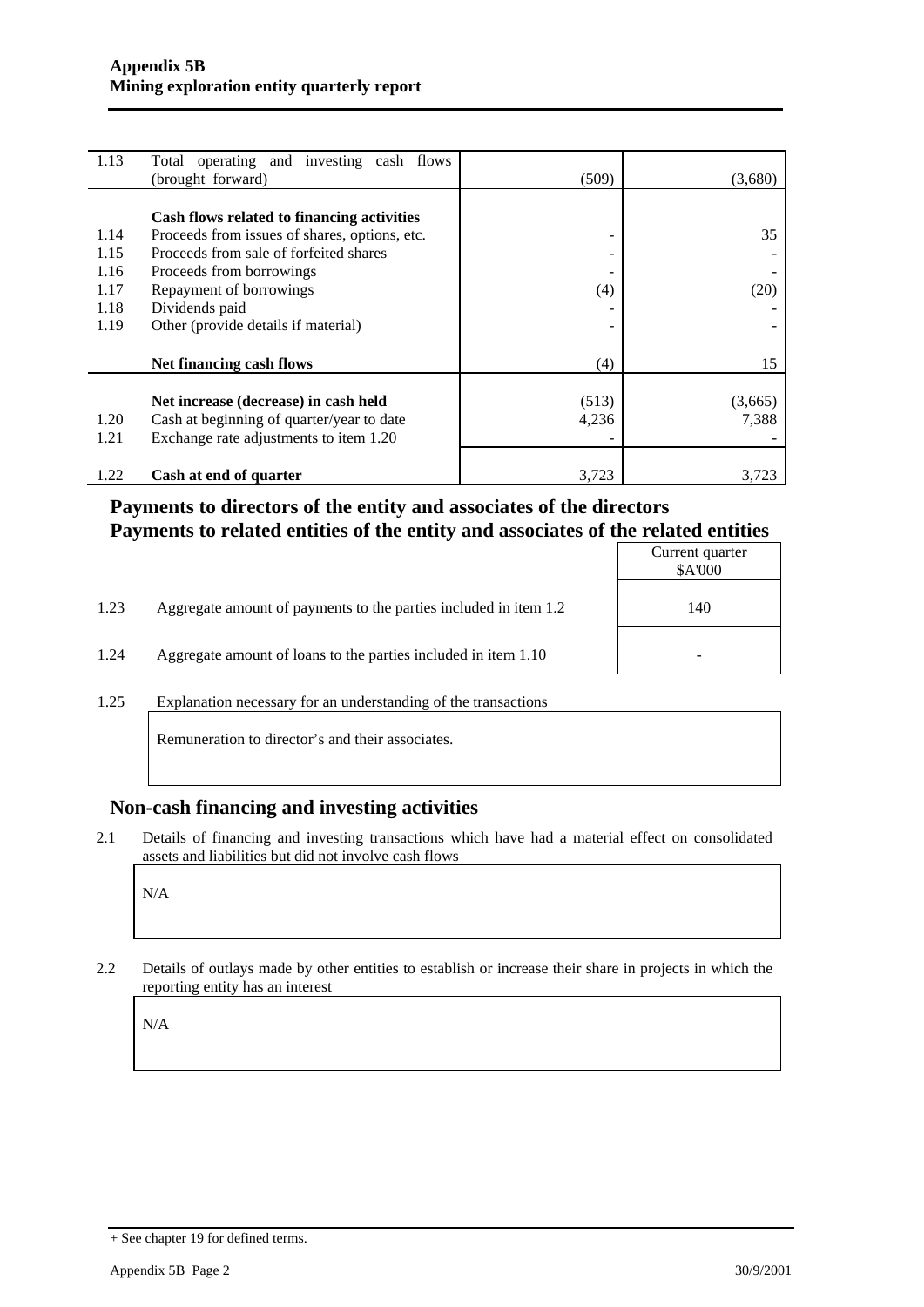| | | | |
|---|---|---|---|
| 1.13 | Total operating and investing cash flows (brought forward) | (509) | (3,680) |
| | **Cash flows related to financing activities** | | |
| 1.14 | Proceeds from issues of shares, options, etc. | - | 35 |
| 1.15 | Proceeds from sale of forfeited shares | - | - |
| 1.16 | Proceeds from borrowings | - | - |
| 1.17 | Repayment of borrowings | (4) | (20) |
| 1.18 | Dividends paid | - | - |
| 1.19 | Other (provide details if material) | - | - |
| | **Net financing cash flows** | (4) | 15 |
| | **Net increase (decrease) in cash held** | (513) | (3,665) |
| 1.20 | Cash at beginning of quarter/year to date | 4,236 | 7,388 |
| 1.21 | Exchange rate adjustments to item 1.20 | - | - |
| 1.22 | **Cash at end of quarter** | 3,723 | 3,723 |

## Payments to directors of the entity and associates of the directors
## Payments to related entities of the entity and associates of the related entities

| | | Current quarter $A'000 |
|---|---|---|
| 1.23 | Aggregate amount of payments to the parties included in item 1.2 | 140 |
| 1.24 | Aggregate amount of loans to the parties included in item 1.10 | - |

1.25 Explanation necessary for an understanding of the transactions

Remuneration to director's and their associates.

## Non-cash financing and investing activities

2.1 Details of financing and investing transactions which have had a material effect on consolidated assets and liabilities but did not involve cash flows

N/A

2.2 Details of outlays made by other entities to establish or increase their share in projects in which the reporting entity has an interest

N/A

+ See chapter 19 for defined terms.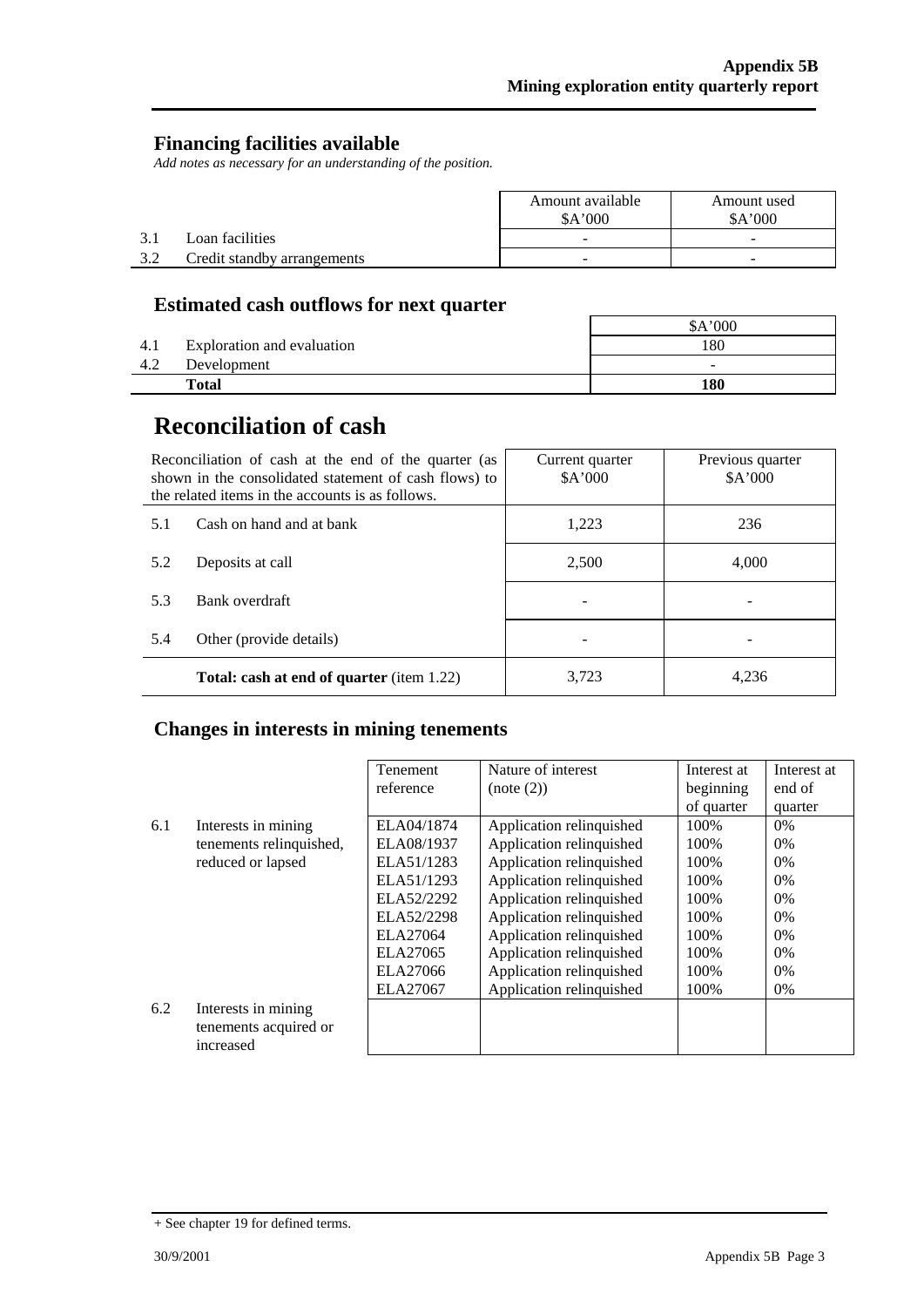## Financing facilities available

*Add notes as necessary for an understanding of the position.*

| | | Amount available $A'000 | Amount used $A'000 |
|---|---|---|---|
| 3.1 | Loan facilities | - | - |
| 3.2 | Credit standby arrangements | - | - |

## Estimated cash outflows for next quarter

| | | $A'000 |
|---|---|---|
| 4.1 | Exploration and evaluation | 180 |
| 4.2 | Development | - |
| | **Total** | **180** |

# Reconciliation of cash

| Reconciliation of cash at the end of the quarter (as shown in the consolidated statement of cash flows) to the related items in the accounts is as follows. | | Current quarter $A'000 | Previous quarter $A'000 |
|---|---|---|---|
| 5.1 | Cash on hand and at bank | 1,223 | 236 |
| 5.2 | Deposits at call | 2,500 | 4,000 |
| 5.3 | Bank overdraft | - | - |
| 5.4 | Other (provide details) | - | - |
| | **Total: cash at end of quarter** (item 1.22) | 3,723 | 4,236 |

## Changes in interests in mining tenements

| | | Tenement reference | Nature of interest (note (2)) | Interest at beginning of quarter | Interest at end of quarter |
|---|---|---|---|---|---|
| 6.1 | Interests in mining tenements relinquished, reduced or lapsed | ELA04/1874 | Application relinquished | 100% | 0% |
| | | ELA08/1937 | Application relinquished | 100% | 0% |
| | | ELA51/1283 | Application relinquished | 100% | 0% |
| | | ELA51/1293 | Application relinquished | 100% | 0% |
| | | ELA52/2292 | Application relinquished | 100% | 0% |
| | | ELA52/2298 | Application relinquished | 100% | 0% |
| | | ELA27064 | Application relinquished | 100% | 0% |
| | | ELA27065 | Application relinquished | 100% | 0% |
| | | ELA27066 | Application relinquished | 100% | 0% |
| | | ELA27067 | Application relinquished | 100% | 0% |
| 6.2 | Interests in mining tenements acquired or increased | | | | |

+ See chapter 19 for defined terms.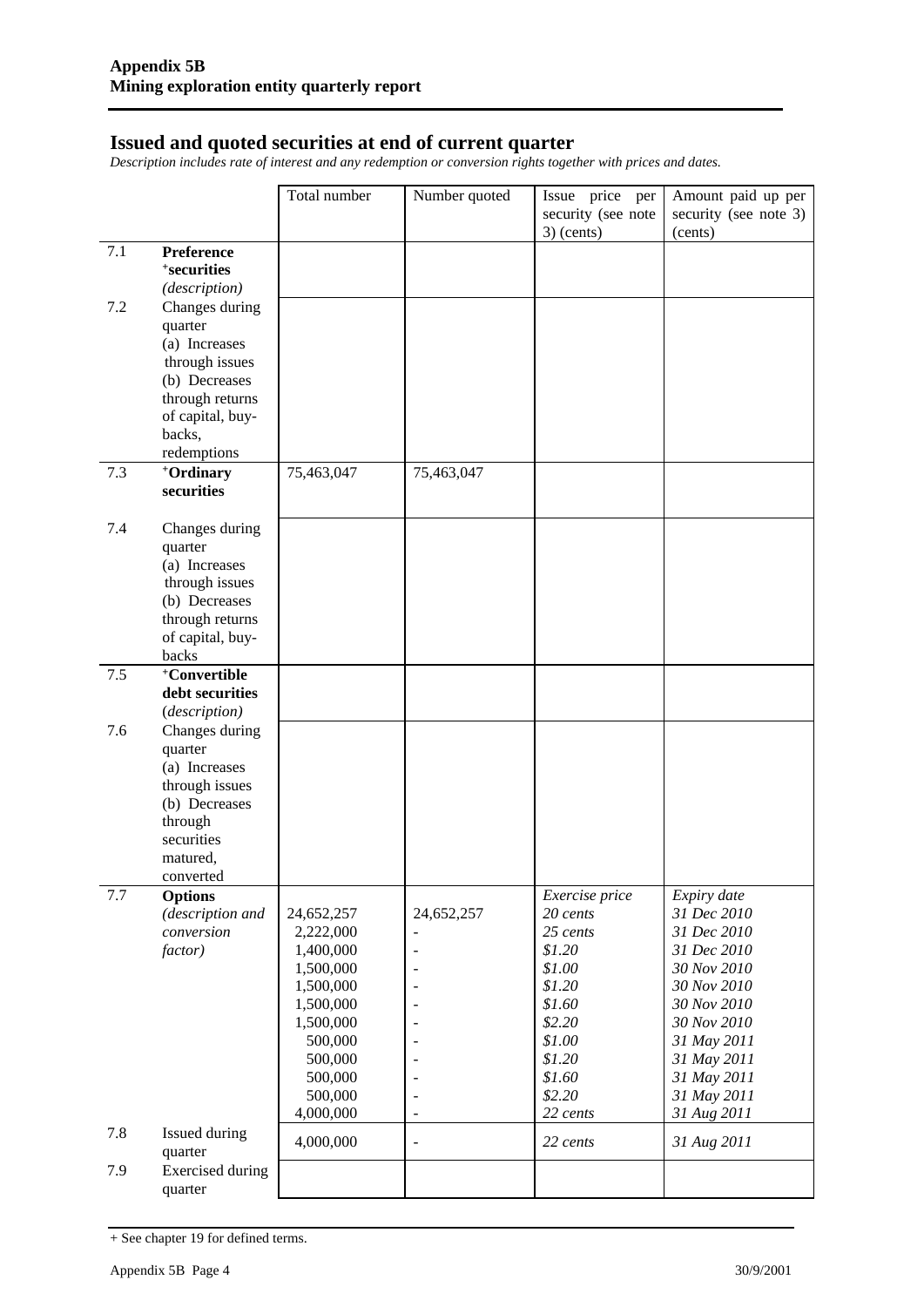## Issued and quoted securities at end of current quarter

*Description includes rate of interest and any redemption or conversion rights together with prices and dates.*

| | | Total number | Number quoted | Issue price per security (see note 3) (cents) | Amount paid up per security (see note 3) (cents) |
|---|---|---|---|---|---|
| 7.1 | **Preference ⁺securities** *(description)* | | | | |
| 7.2 | Changes during quarter (a) Increases through issues (b) Decreases through returns of capital, buy-backs, redemptions | | | | |
| 7.3 | **⁺Ordinary securities** | 75,463,047 | 75,463,047 | | |
| 7.4 | Changes during quarter (a) Increases through issues (b) Decreases through returns of capital, buy-backs | | | | |
| 7.5 | **⁺Convertible debt securities** *(description)* | | | | |
| 7.6 | Changes during quarter (a) Increases through issues (b) Decreases through securities matured, converted | | | | |
| 7.7 | **Options** *(description and conversion factor)* | | | *Exercise price* | *Expiry date* |
| | | 24,652,257 | 24,652,257 | *20 cents* | *31 Dec 2010* |
| | | 2,222,000 | - | *25 cents* | *31 Dec 2010* |
| | | 1,400,000 | - | *$1.20* | *31 Dec 2010* |
| | | 1,500,000 | - | *$1.00* | *30 Nov 2010* |
| | | 1,500,000 | - | *$1.20* | *30 Nov 2010* |
| | | 1,500,000 | - | *$1.60* | *30 Nov 2010* |
| | | 1,500,000 | - | *$2.20* | *30 Nov 2010* |
| | | 500,000 | - | *$1.00* | *31 May 2011* |
| | | 500,000 | - | *$1.20* | *31 May 2011* |
| | | 500,000 | - | *$1.60* | *31 May 2011* |
| | | 500,000 | - | *$2.20* | *31 May 2011* |
| | | 4,000,000 | - | *22 cents* | *31 Aug 2011* |
| 7.8 | Issued during quarter | 4,000,000 | - | *22 cents* | *31 Aug 2011* |
| 7.9 | Exercised during quarter | | | | |

+ See chapter 19 for defined terms.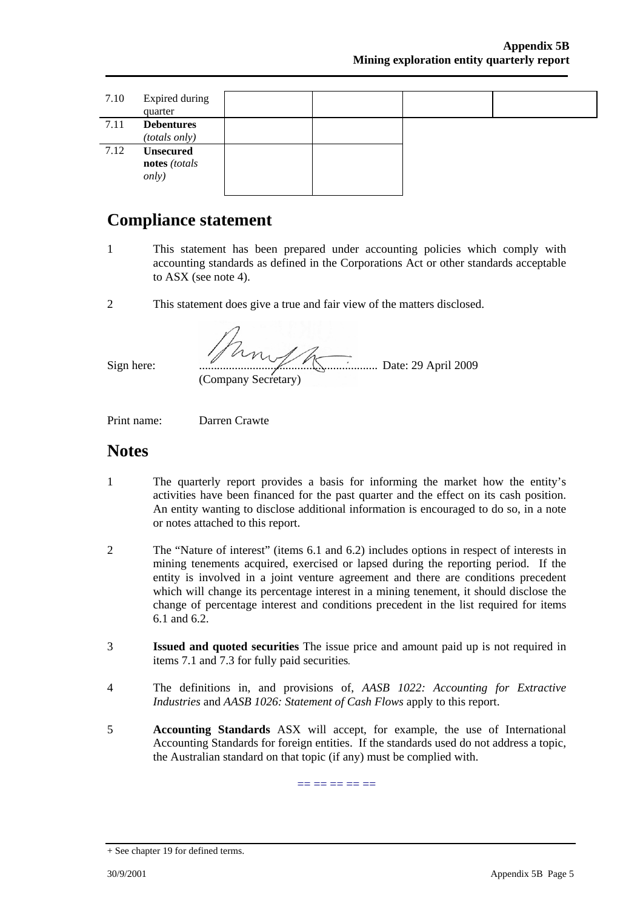| | | | | | |
|---|---|---|---|---|---|
| 7.10 | Expired during quarter | | | | |
| 7.11 | **Debentures** *(totals only)* | | | | |
| 7.12 | **Unsecured notes** *(totals only)* | | | | |

# Compliance statement

1 This statement has been prepared under accounting policies which comply with accounting standards as defined in the Corporations Act or other standards acceptable to ASX (see note 4).

2 This statement does give a true and fair view of the matters disclosed.

Sign here: ............................................................ Date: 29 April 2009
(Company Secretary)

Print name: Darren Crawte

# Notes

1 The quarterly report provides a basis for informing the market how the entity's activities have been financed for the past quarter and the effect on its cash position. An entity wanting to disclose additional information is encouraged to do so, in a note or notes attached to this report.

2 The "Nature of interest" (items 6.1 and 6.2) includes options in respect of interests in mining tenements acquired, exercised or lapsed during the reporting period. If the entity is involved in a joint venture agreement and there are conditions precedent which will change its percentage interest in a mining tenement, it should disclose the change of percentage interest and conditions precedent in the list required for items 6.1 and 6.2.

3 **Issued and quoted securities** The issue price and amount paid up is not required in items 7.1 and 7.3 for fully paid securities.

4 The definitions in, and provisions of, *AASB 1022: Accounting for Extractive Industries* and *AASB 1026: Statement of Cash Flows* apply to this report.

5 **Accounting Standards** ASX will accept, for example, the use of International Accounting Standards for foreign entities. If the standards used do not address a topic, the Australian standard on that topic (if any) must be complied with.

== == == == ==